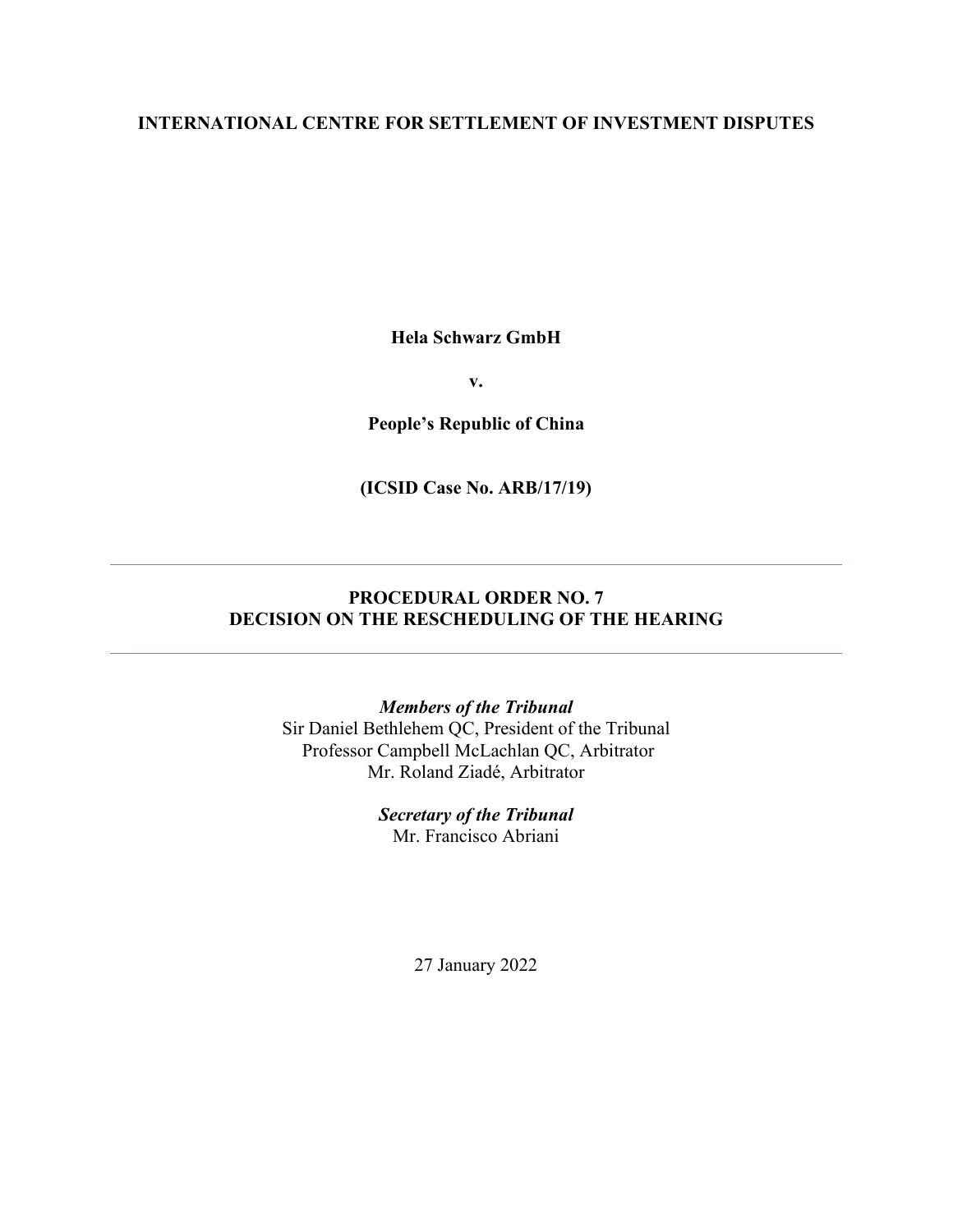**INTERNATIONAL CENTRE FOR SETTLEMENT OF INVESTMENT DISPUTES**

**Hela Schwarz GmbH**

**v.**

**People's Republic of China**

**(ICSID Case No. ARB/17/19)**

---

# PROCEDURAL ORDER NO. 7
# DECISION ON THE RESCHEDULING OF THE HEARING

---

***Members of the Tribunal***
Sir Daniel Bethlehem QC, President of the Tribunal
Professor Campbell McLachlan QC, Arbitrator
Mr. Roland Ziadé, Arbitrator

***Secretary of the Tribunal***
Mr. Francisco Abriani

27 January 2022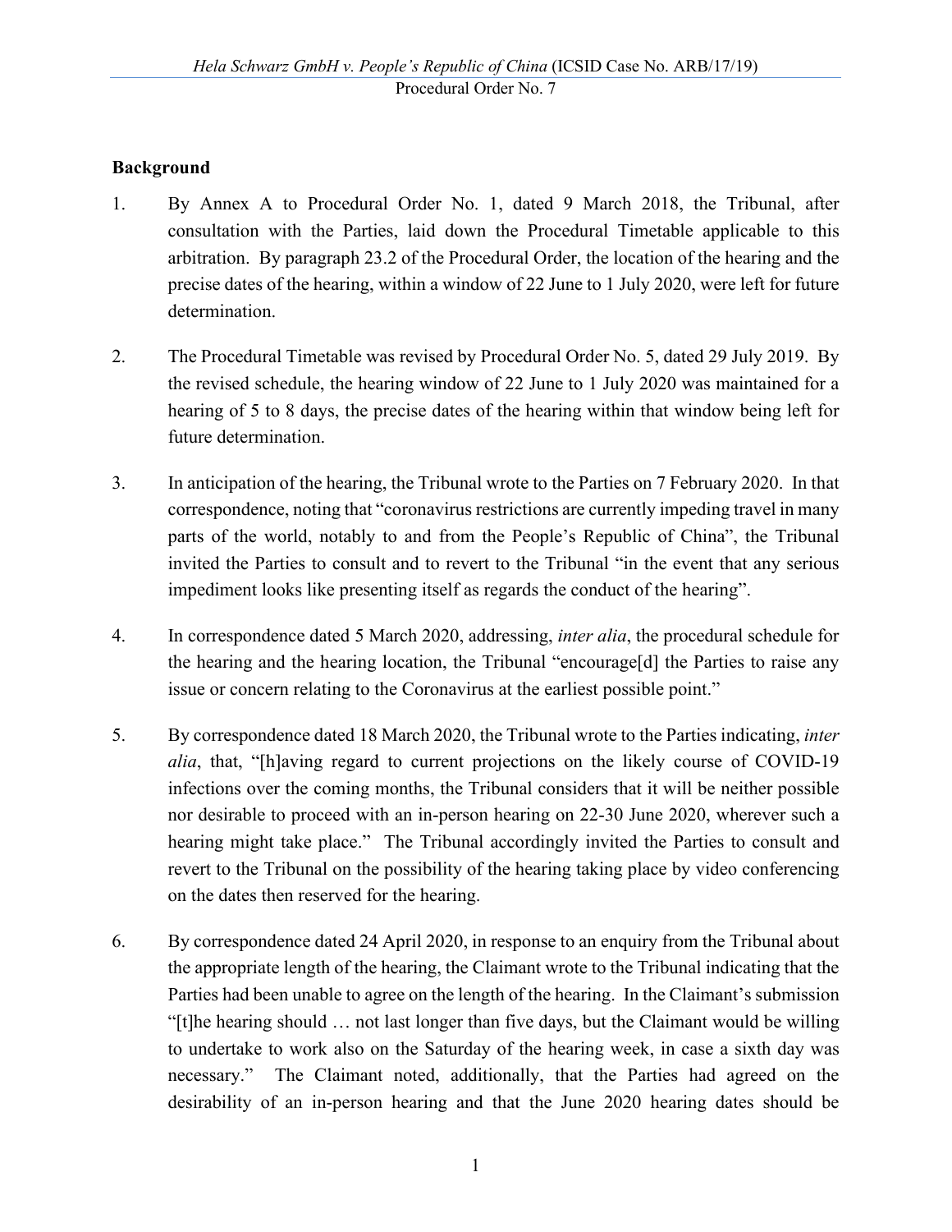## Background

1. By Annex A to Procedural Order No. 1, dated 9 March 2018, the Tribunal, after consultation with the Parties, laid down the Procedural Timetable applicable to this arbitration. By paragraph 23.2 of the Procedural Order, the location of the hearing and the precise dates of the hearing, within a window of 22 June to 1 July 2020, were left for future determination.

2. The Procedural Timetable was revised by Procedural Order No. 5, dated 29 July 2019. By the revised schedule, the hearing window of 22 June to 1 July 2020 was maintained for a hearing of 5 to 8 days, the precise dates of the hearing within that window being left for future determination.

3. In anticipation of the hearing, the Tribunal wrote to the Parties on 7 February 2020. In that correspondence, noting that "coronavirus restrictions are currently impeding travel in many parts of the world, notably to and from the People's Republic of China", the Tribunal invited the Parties to consult and to revert to the Tribunal "in the event that any serious impediment looks like presenting itself as regards the conduct of the hearing".

4. In correspondence dated 5 March 2020, addressing, *inter alia*, the procedural schedule for the hearing and the hearing location, the Tribunal "encourage[d] the Parties to raise any issue or concern relating to the Coronavirus at the earliest possible point."

5. By correspondence dated 18 March 2020, the Tribunal wrote to the Parties indicating, *inter alia*, that, "[h]aving regard to current projections on the likely course of COVID-19 infections over the coming months, the Tribunal considers that it will be neither possible nor desirable to proceed with an in-person hearing on 22-30 June 2020, wherever such a hearing might take place." The Tribunal accordingly invited the Parties to consult and revert to the Tribunal on the possibility of the hearing taking place by video conferencing on the dates then reserved for the hearing.

6. By correspondence dated 24 April 2020, in response to an enquiry from the Tribunal about the appropriate length of the hearing, the Claimant wrote to the Tribunal indicating that the Parties had been unable to agree on the length of the hearing. In the Claimant's submission "[t]he hearing should … not last longer than five days, but the Claimant would be willing to undertake to work also on the Saturday of the hearing week, in case a sixth day was necessary." The Claimant noted, additionally, that the Parties had agreed on the desirability of an in-person hearing and that the June 2020 hearing dates should be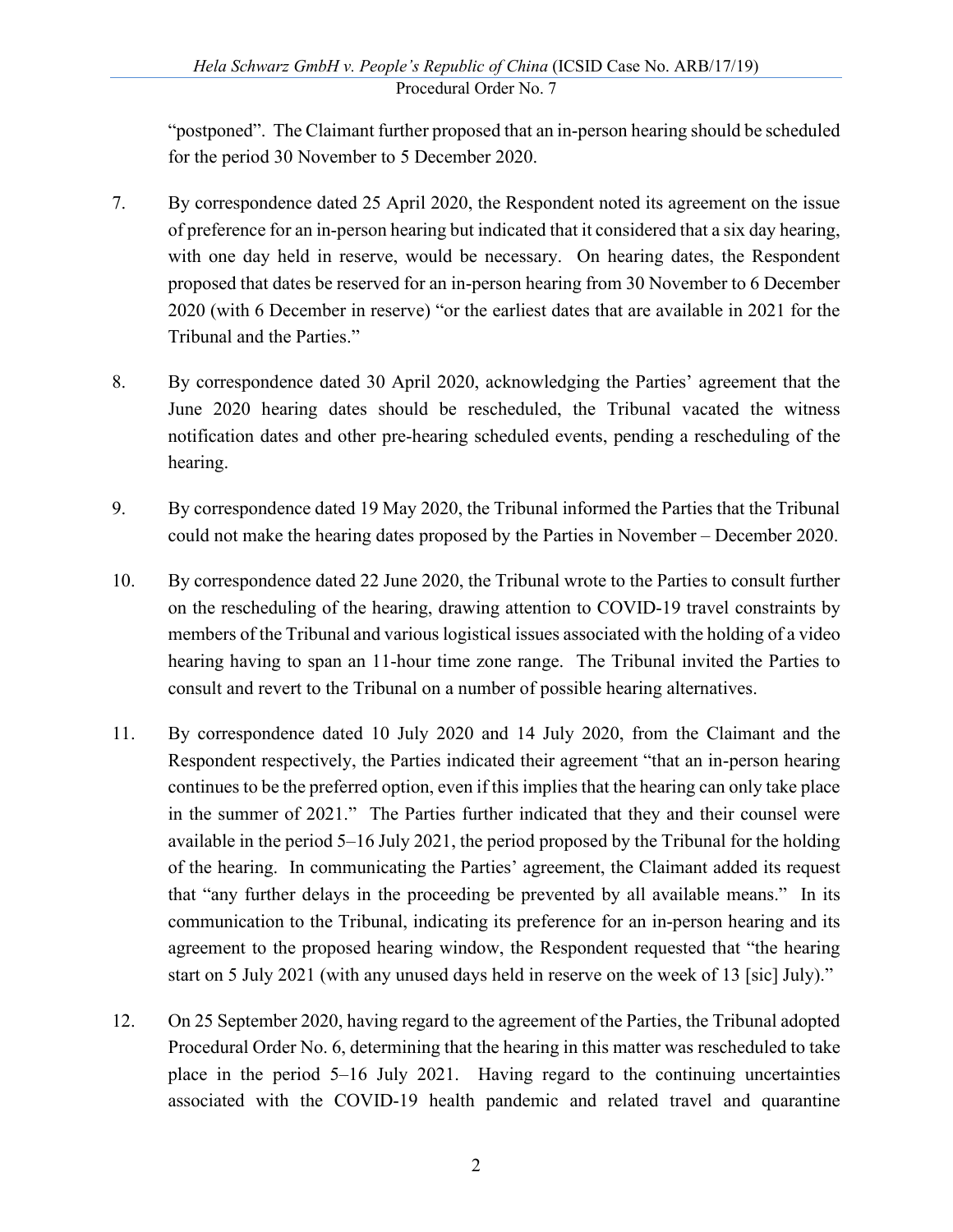"postponed". The Claimant further proposed that an in-person hearing should be scheduled for the period 30 November to 5 December 2020.

7. By correspondence dated 25 April 2020, the Respondent noted its agreement on the issue of preference for an in-person hearing but indicated that it considered that a six day hearing, with one day held in reserve, would be necessary. On hearing dates, the Respondent proposed that dates be reserved for an in-person hearing from 30 November to 6 December 2020 (with 6 December in reserve) "or the earliest dates that are available in 2021 for the Tribunal and the Parties."

8. By correspondence dated 30 April 2020, acknowledging the Parties' agreement that the June 2020 hearing dates should be rescheduled, the Tribunal vacated the witness notification dates and other pre-hearing scheduled events, pending a rescheduling of the hearing.

9. By correspondence dated 19 May 2020, the Tribunal informed the Parties that the Tribunal could not make the hearing dates proposed by the Parties in November – December 2020.

10. By correspondence dated 22 June 2020, the Tribunal wrote to the Parties to consult further on the rescheduling of the hearing, drawing attention to COVID-19 travel constraints by members of the Tribunal and various logistical issues associated with the holding of a video hearing having to span an 11-hour time zone range. The Tribunal invited the Parties to consult and revert to the Tribunal on a number of possible hearing alternatives.

11. By correspondence dated 10 July 2020 and 14 July 2020, from the Claimant and the Respondent respectively, the Parties indicated their agreement "that an in-person hearing continues to be the preferred option, even if this implies that the hearing can only take place in the summer of 2021." The Parties further indicated that they and their counsel were available in the period 5–16 July 2021, the period proposed by the Tribunal for the holding of the hearing. In communicating the Parties' agreement, the Claimant added its request that "any further delays in the proceeding be prevented by all available means." In its communication to the Tribunal, indicating its preference for an in-person hearing and its agreement to the proposed hearing window, the Respondent requested that "the hearing start on 5 July 2021 (with any unused days held in reserve on the week of 13 [sic] July)."

12. On 25 September 2020, having regard to the agreement of the Parties, the Tribunal adopted Procedural Order No. 6, determining that the hearing in this matter was rescheduled to take place in the period 5–16 July 2021. Having regard to the continuing uncertainties associated with the COVID-19 health pandemic and related travel and quarantine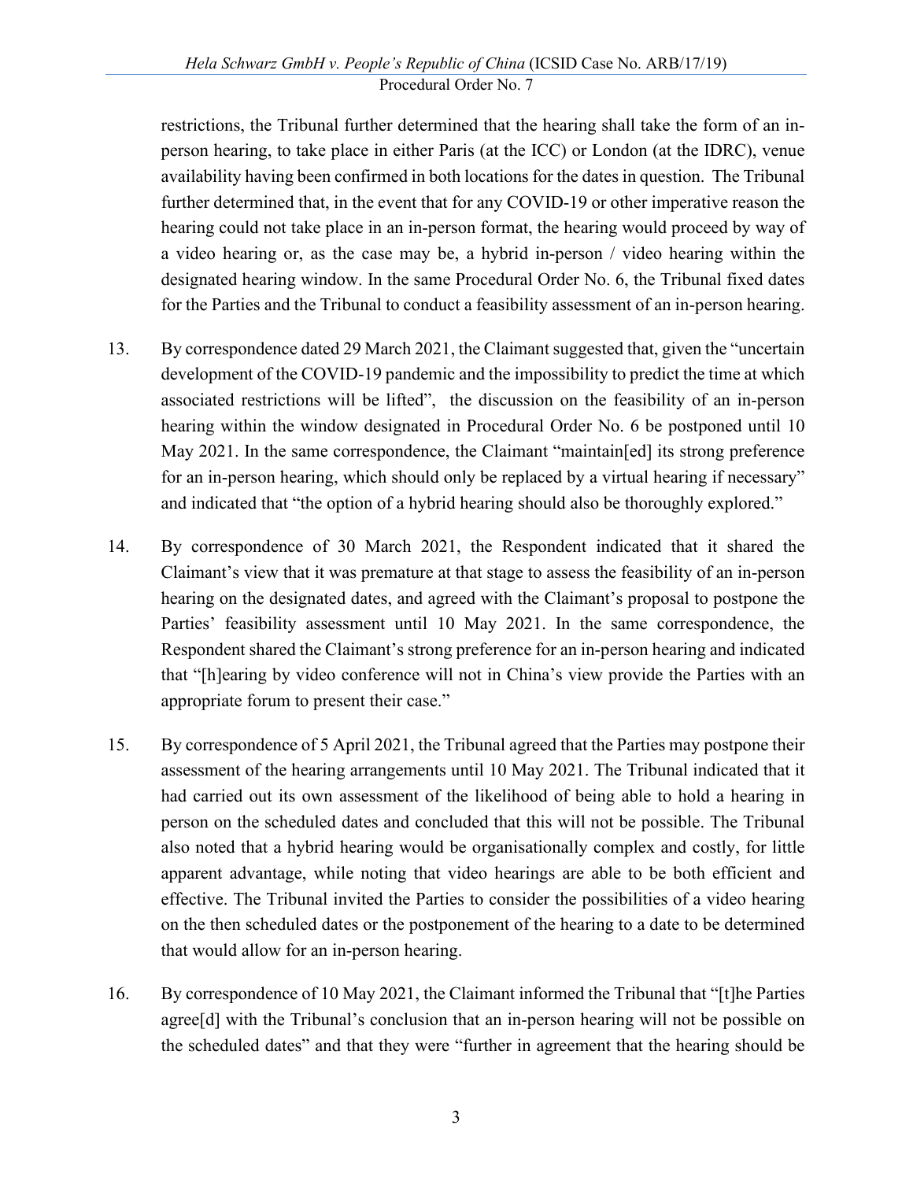restrictions, the Tribunal further determined that the hearing shall take the form of an in-person hearing, to take place in either Paris (at the ICC) or London (at the IDRC), venue availability having been confirmed in both locations for the dates in question. The Tribunal further determined that, in the event that for any COVID-19 or other imperative reason the hearing could not take place in an in-person format, the hearing would proceed by way of a video hearing or, as the case may be, a hybrid in-person / video hearing within the designated hearing window. In the same Procedural Order No. 6, the Tribunal fixed dates for the Parties and the Tribunal to conduct a feasibility assessment of an in-person hearing.

13. By correspondence dated 29 March 2021, the Claimant suggested that, given the "uncertain development of the COVID-19 pandemic and the impossibility to predict the time at which associated restrictions will be lifted", the discussion on the feasibility of an in-person hearing within the window designated in Procedural Order No. 6 be postponed until 10 May 2021. In the same correspondence, the Claimant "maintain[ed] its strong preference for an in-person hearing, which should only be replaced by a virtual hearing if necessary" and indicated that "the option of a hybrid hearing should also be thoroughly explored."

14. By correspondence of 30 March 2021, the Respondent indicated that it shared the Claimant's view that it was premature at that stage to assess the feasibility of an in-person hearing on the designated dates, and agreed with the Claimant's proposal to postpone the Parties' feasibility assessment until 10 May 2021. In the same correspondence, the Respondent shared the Claimant's strong preference for an in-person hearing and indicated that "[h]earing by video conference will not in China's view provide the Parties with an appropriate forum to present their case."

15. By correspondence of 5 April 2021, the Tribunal agreed that the Parties may postpone their assessment of the hearing arrangements until 10 May 2021. The Tribunal indicated that it had carried out its own assessment of the likelihood of being able to hold a hearing in person on the scheduled dates and concluded that this will not be possible. The Tribunal also noted that a hybrid hearing would be organisationally complex and costly, for little apparent advantage, while noting that video hearings are able to be both efficient and effective. The Tribunal invited the Parties to consider the possibilities of a video hearing on the then scheduled dates or the postponement of the hearing to a date to be determined that would allow for an in-person hearing.

16. By correspondence of 10 May 2021, the Claimant informed the Tribunal that "[t]he Parties agree[d] with the Tribunal's conclusion that an in-person hearing will not be possible on the scheduled dates" and that they were "further in agreement that the hearing should be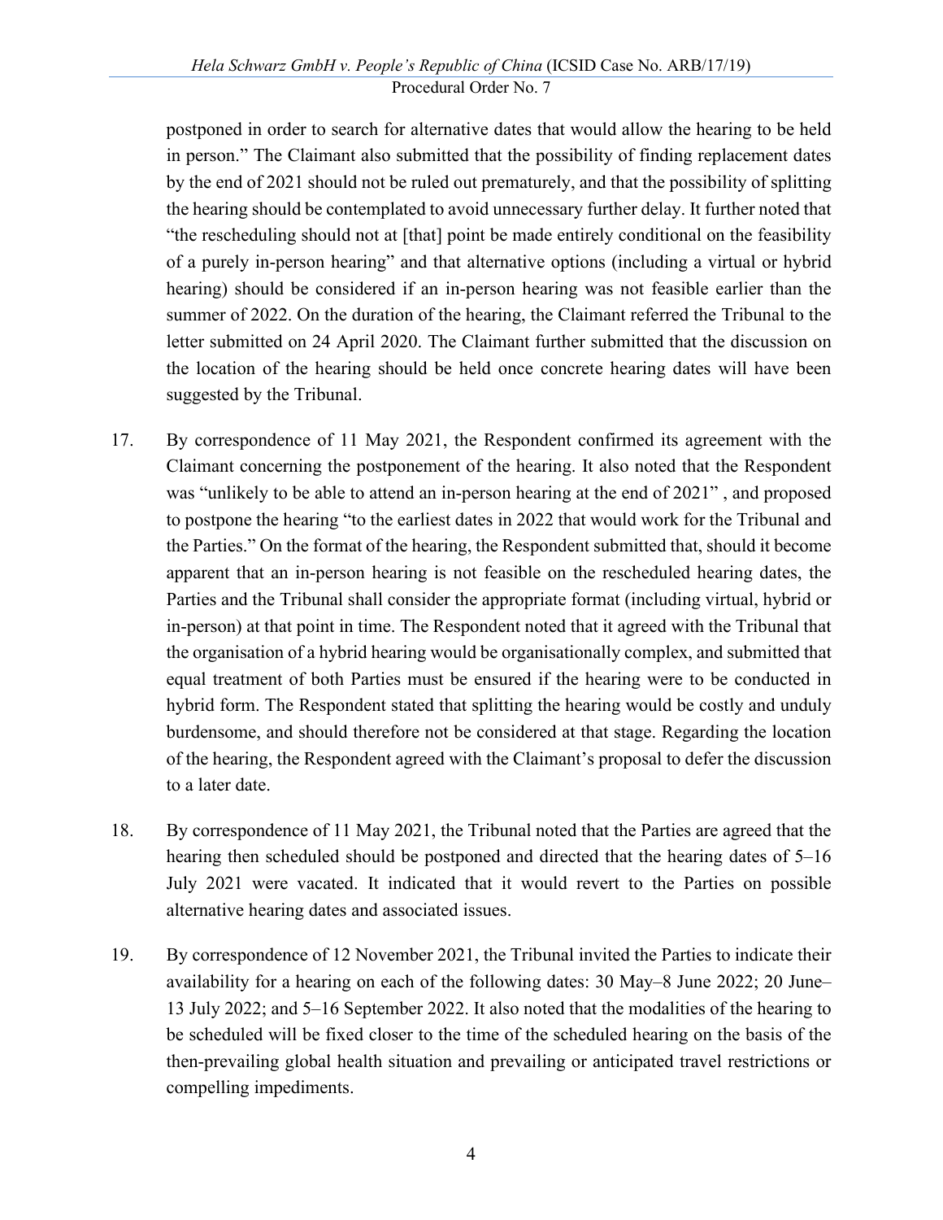postponed in order to search for alternative dates that would allow the hearing to be held in person." The Claimant also submitted that the possibility of finding replacement dates by the end of 2021 should not be ruled out prematurely, and that the possibility of splitting the hearing should be contemplated to avoid unnecessary further delay. It further noted that "the rescheduling should not at [that] point be made entirely conditional on the feasibility of a purely in-person hearing" and that alternative options (including a virtual or hybrid hearing) should be considered if an in-person hearing was not feasible earlier than the summer of 2022. On the duration of the hearing, the Claimant referred the Tribunal to the letter submitted on 24 April 2020. The Claimant further submitted that the discussion on the location of the hearing should be held once concrete hearing dates will have been suggested by the Tribunal.

17. By correspondence of 11 May 2021, the Respondent confirmed its agreement with the Claimant concerning the postponement of the hearing. It also noted that the Respondent was "unlikely to be able to attend an in-person hearing at the end of 2021" , and proposed to postpone the hearing "to the earliest dates in 2022 that would work for the Tribunal and the Parties." On the format of the hearing, the Respondent submitted that, should it become apparent that an in-person hearing is not feasible on the rescheduled hearing dates, the Parties and the Tribunal shall consider the appropriate format (including virtual, hybrid or in-person) at that point in time. The Respondent noted that it agreed with the Tribunal that the organisation of a hybrid hearing would be organisationally complex, and submitted that equal treatment of both Parties must be ensured if the hearing were to be conducted in hybrid form. The Respondent stated that splitting the hearing would be costly and unduly burdensome, and should therefore not be considered at that stage. Regarding the location of the hearing, the Respondent agreed with the Claimant's proposal to defer the discussion to a later date.

18. By correspondence of 11 May 2021, the Tribunal noted that the Parties are agreed that the hearing then scheduled should be postponed and directed that the hearing dates of 5–16 July 2021 were vacated. It indicated that it would revert to the Parties on possible alternative hearing dates and associated issues.

19. By correspondence of 12 November 2021, the Tribunal invited the Parties to indicate their availability for a hearing on each of the following dates: 30 May–8 June 2022; 20 June–13 July 2022; and 5–16 September 2022. It also noted that the modalities of the hearing to be scheduled will be fixed closer to the time of the scheduled hearing on the basis of the then-prevailing global health situation and prevailing or anticipated travel restrictions or compelling impediments.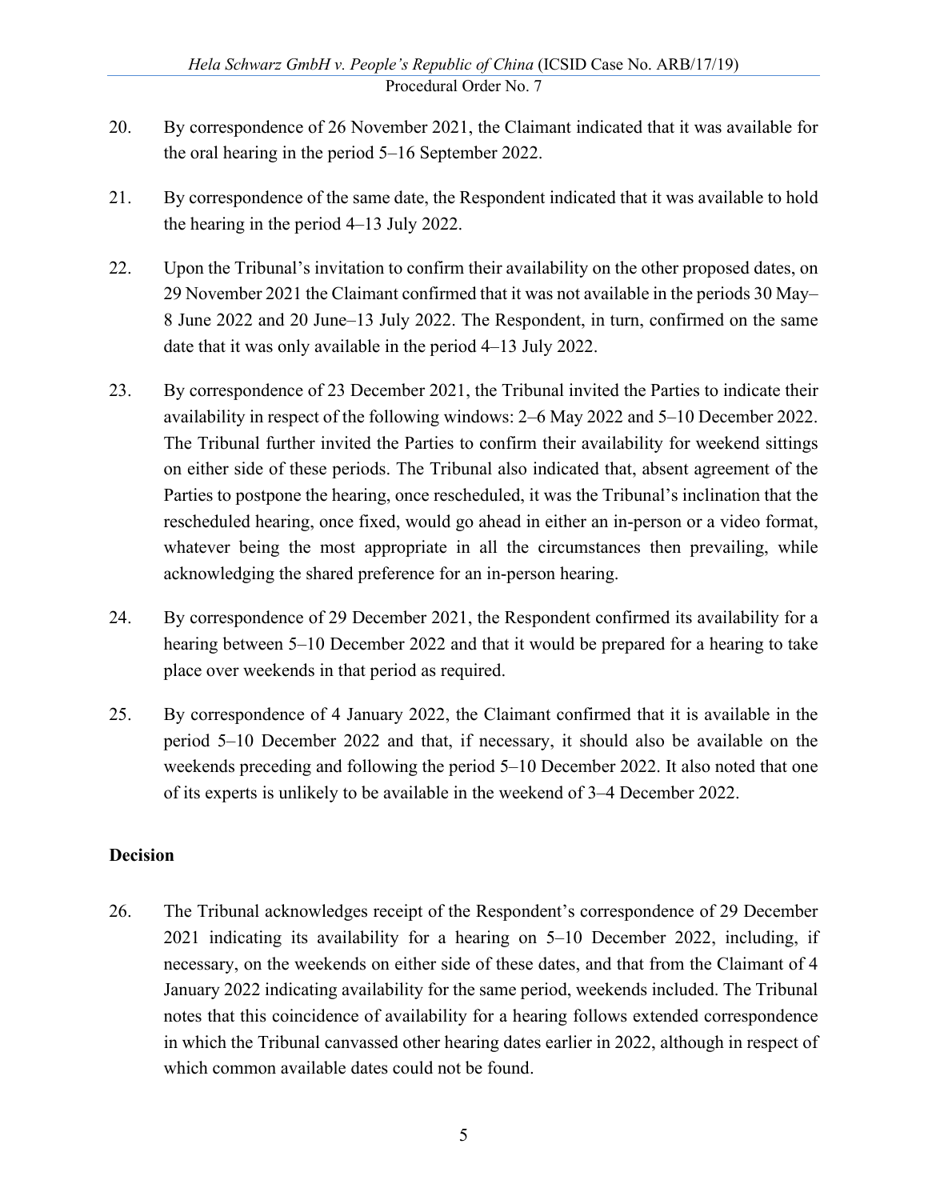20. By correspondence of 26 November 2021, the Claimant indicated that it was available for the oral hearing in the period 5–16 September 2022.

21. By correspondence of the same date, the Respondent indicated that it was available to hold the hearing in the period 4–13 July 2022.

22. Upon the Tribunal's invitation to confirm their availability on the other proposed dates, on 29 November 2021 the Claimant confirmed that it was not available in the periods 30 May–8 June 2022 and 20 June–13 July 2022. The Respondent, in turn, confirmed on the same date that it was only available in the period 4–13 July 2022.

23. By correspondence of 23 December 2021, the Tribunal invited the Parties to indicate their availability in respect of the following windows: 2–6 May 2022 and 5–10 December 2022. The Tribunal further invited the Parties to confirm their availability for weekend sittings on either side of these periods. The Tribunal also indicated that, absent agreement of the Parties to postpone the hearing, once rescheduled, it was the Tribunal's inclination that the rescheduled hearing, once fixed, would go ahead in either an in-person or a video format, whatever being the most appropriate in all the circumstances then prevailing, while acknowledging the shared preference for an in-person hearing.

24. By correspondence of 29 December 2021, the Respondent confirmed its availability for a hearing between 5–10 December 2022 and that it would be prepared for a hearing to take place over weekends in that period as required.

25. By correspondence of 4 January 2022, the Claimant confirmed that it is available in the period 5–10 December 2022 and that, if necessary, it should also be available on the weekends preceding and following the period 5–10 December 2022. It also noted that one of its experts is unlikely to be available in the weekend of 3–4 December 2022.

**Decision**

26. The Tribunal acknowledges receipt of the Respondent's correspondence of 29 December 2021 indicating its availability for a hearing on 5–10 December 2022, including, if necessary, on the weekends on either side of these dates, and that from the Claimant of 4 January 2022 indicating availability for the same period, weekends included. The Tribunal notes that this coincidence of availability for a hearing follows extended correspondence in which the Tribunal canvassed other hearing dates earlier in 2022, although in respect of which common available dates could not be found.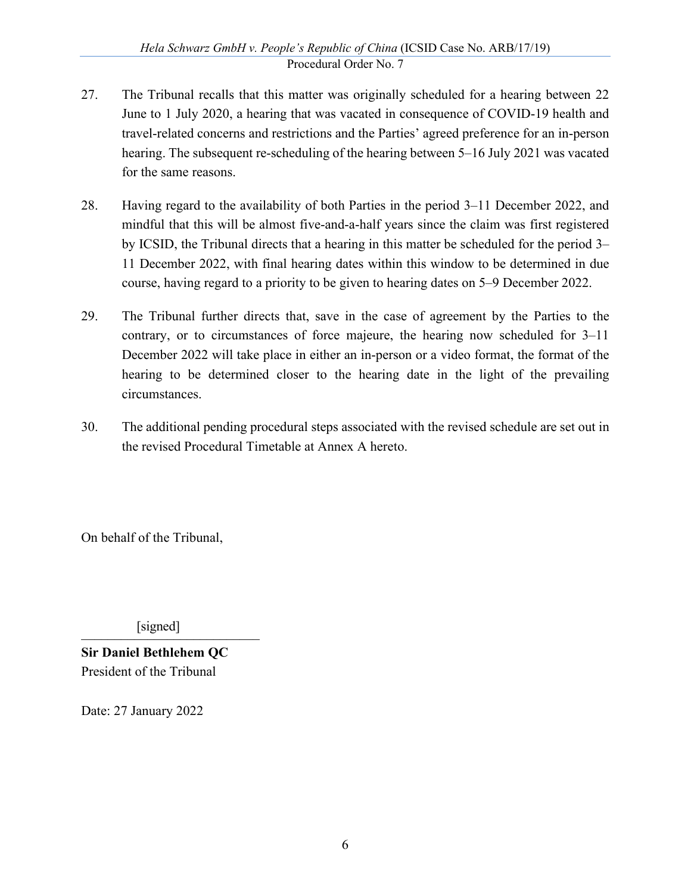27. The Tribunal recalls that this matter was originally scheduled for a hearing between 22 June to 1 July 2020, a hearing that was vacated in consequence of COVID-19 health and travel-related concerns and restrictions and the Parties' agreed preference for an in-person hearing. The subsequent re-scheduling of the hearing between 5–16 July 2021 was vacated for the same reasons.

28. Having regard to the availability of both Parties in the period 3–11 December 2022, and mindful that this will be almost five-and-a-half years since the claim was first registered by ICSID, the Tribunal directs that a hearing in this matter be scheduled for the period 3–11 December 2022, with final hearing dates within this window to be determined in due course, having regard to a priority to be given to hearing dates on 5–9 December 2022.

29. The Tribunal further directs that, save in the case of agreement by the Parties to the contrary, or to circumstances of force majeure, the hearing now scheduled for 3–11 December 2022 will take place in either an in-person or a video format, the format of the hearing to be determined closer to the hearing date in the light of the prevailing circumstances.

30. The additional pending procedural steps associated with the revised schedule are set out in the revised Procedural Timetable at Annex A hereto.

On behalf of the Tribunal,

[signed]

**Sir Daniel Bethlehem QC**
President of the Tribunal

Date: 27 January 2022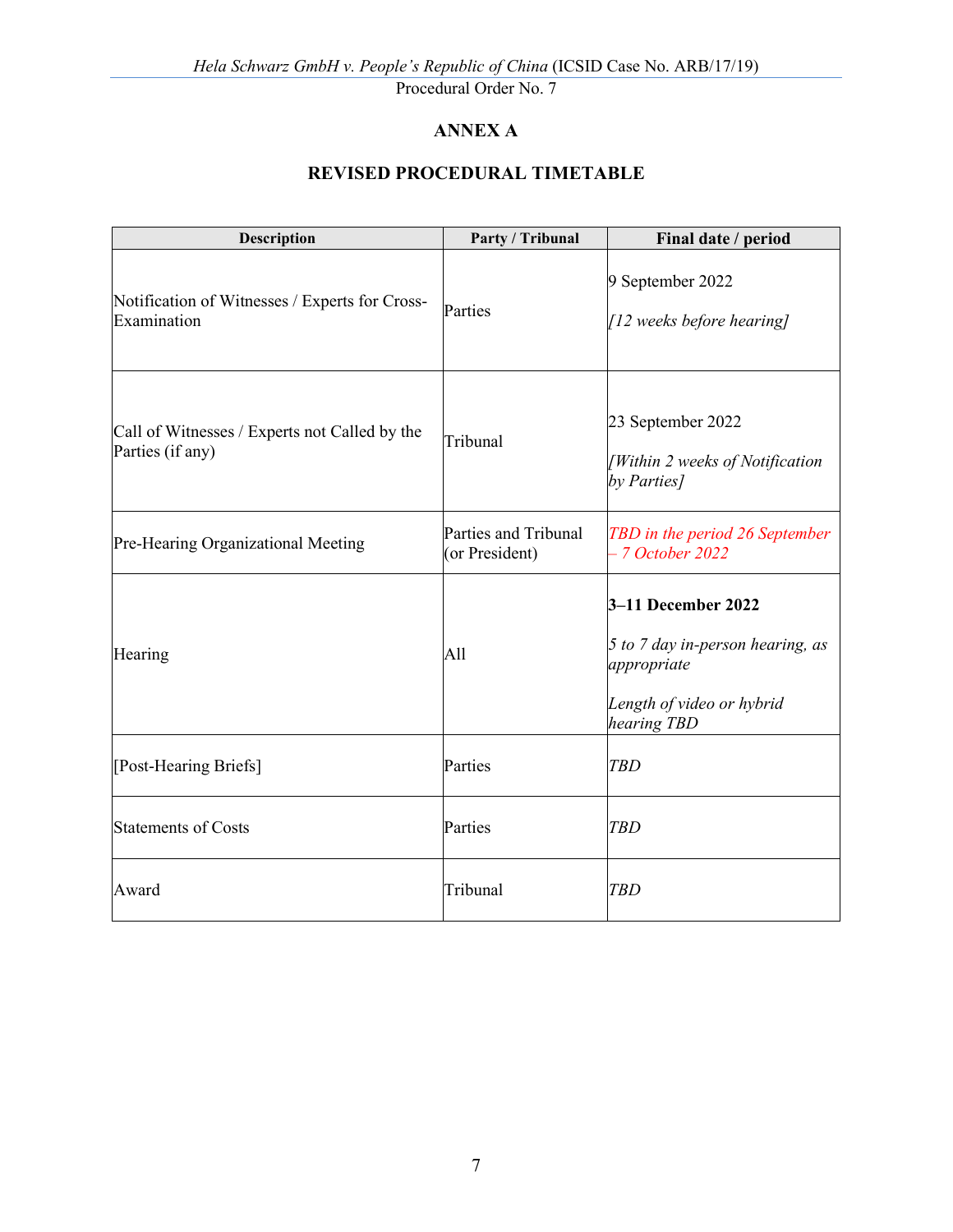## ANNEX A

## REVISED PROCEDURAL TIMETABLE

| Description | Party / Tribunal | Final date / period |
|---|---|---|
| Notification of Witnesses / Experts for Cross-Examination | Parties | 9 September 2022<br><br>*[12 weeks before hearing]* |
| Call of Witnesses / Experts not Called by the Parties (if any) | Tribunal | 23 September 2022<br><br>*[Within 2 weeks of Notification by Parties]* |
| Pre-Hearing Organizational Meeting | Parties and Tribunal (or President) | *TBD in the period 26 September – 7 October 2022* |
| Hearing | All | **3–11 December 2022**<br><br>*5 to 7 day in-person hearing, as appropriate*<br><br>*Length of video or hybrid hearing TBD* |
| [Post-Hearing Briefs] | Parties | *TBD* |
| Statements of Costs | Parties | *TBD* |
| Award | Tribunal | *TBD* |